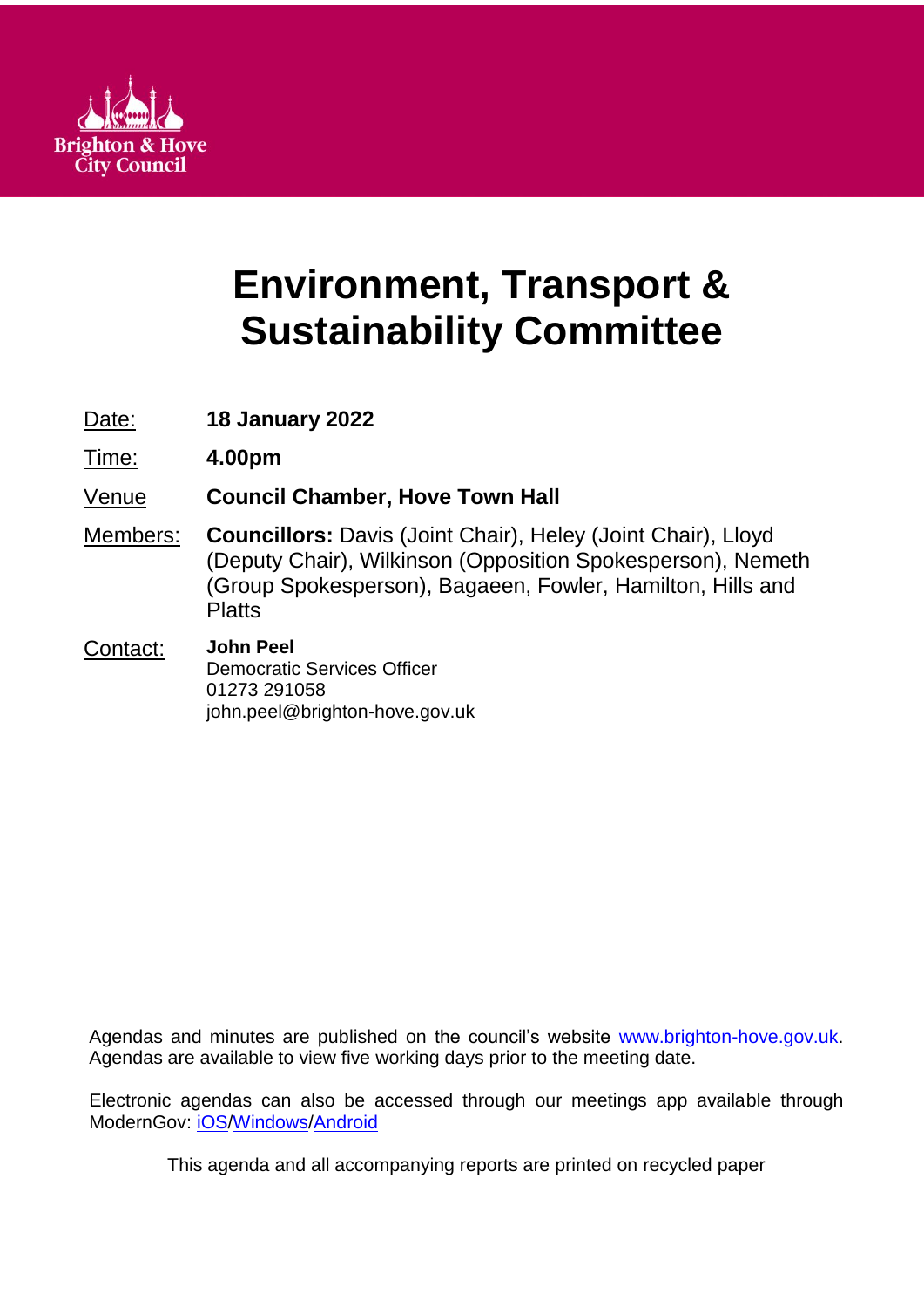Brighton & Hove City Council

# Environment, Transport & Sustainability Committee

| | |
|---|---|
| Date: | **18 January 2022** |
| Time: | **4.00pm** |
| Venue | **Council Chamber, Hove Town Hall** |
| Members: | **Councillors:** Davis (Joint Chair), Heley (Joint Chair), Lloyd (Deputy Chair), Wilkinson (Opposition Spokesperson), Nemeth (Group Spokesperson), Bagaeen, Fowler, Hamilton, Hills and Platts |
| Contact: | **John Peel**<br>Democratic Services Officer<br>01273 291058<br>john.peel@brighton-hove.gov.uk |

Agendas and minutes are published on the council's website www.brighton-hove.gov.uk. Agendas are available to view five working days prior to the meeting date.

Electronic agendas can also be accessed through our meetings app available through ModernGov: iOS/Windows/Android

This agenda and all accompanying reports are printed on recycled paper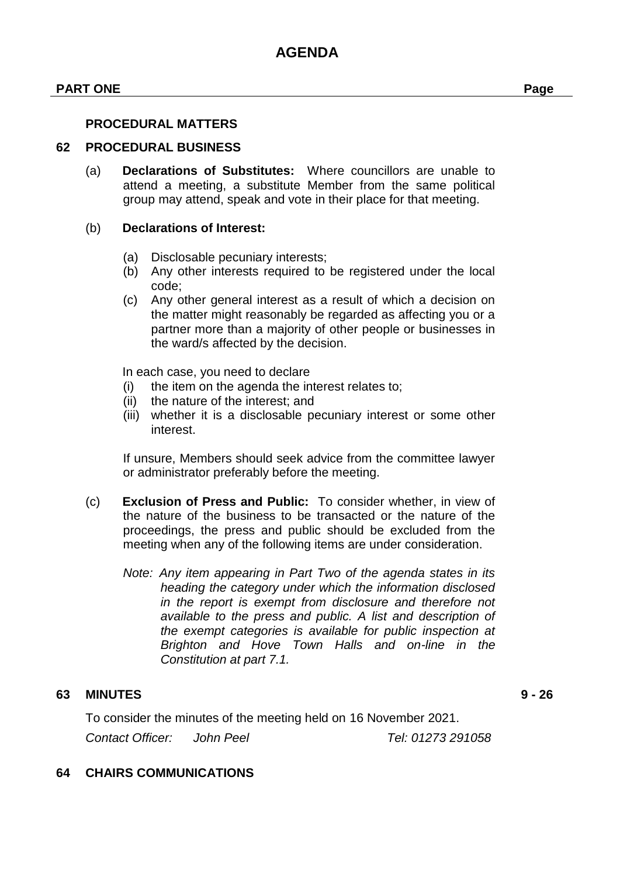# AGENDA

**PART ONE** | **Page**

**PROCEDURAL MATTERS**

## 62 PROCEDURAL BUSINESS

(a) **Declarations of Substitutes:** Where councillors are unable to attend a meeting, a substitute Member from the same political group may attend, speak and vote in their place for that meeting.

(b) **Declarations of Interest:**

(a) Disclosable pecuniary interests;
(b) Any other interests required to be registered under the local code;
(c) Any other general interest as a result of which a decision on the matter might reasonably be regarded as affecting you or a partner more than a majority of other people or businesses in the ward/s affected by the decision.

In each case, you need to declare
(i) the item on the agenda the interest relates to;
(ii) the nature of the interest; and
(iii) whether it is a disclosable pecuniary interest or some other interest.

If unsure, Members should seek advice from the committee lawyer or administrator preferably before the meeting.

(c) **Exclusion of Press and Public:** To consider whether, in view of the nature of the business to be transacted or the nature of the proceedings, the press and public should be excluded from the meeting when any of the following items are under consideration.

*Note: Any item appearing in Part Two of the agenda states in its heading the category under which the information disclosed in the report is exempt from disclosure and therefore not available to the press and public. A list and description of the exempt categories is available for public inspection at Brighton and Hove Town Halls and on-line in the Constitution at part 7.1.*

## 63 MINUTES — 9 - 26

To consider the minutes of the meeting held on 16 November 2021.

*Contact Officer: John Peel* — *Tel: 01273 291058*

## 64 CHAIRS COMMUNICATIONS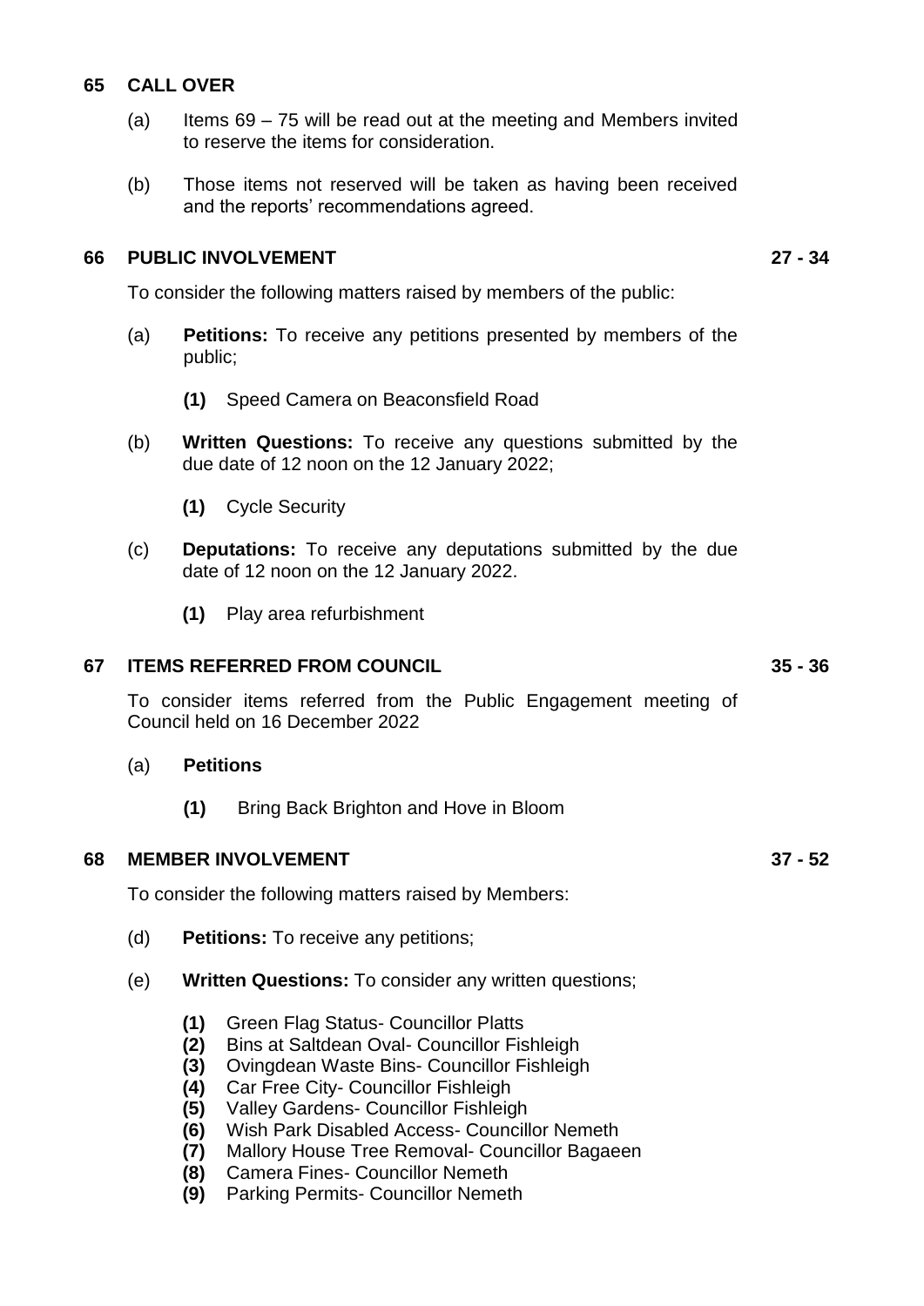## 65 CALL OVER

(a) Items 69 – 75 will be read out at the meeting and Members invited to reserve the items for consideration.

(b) Those items not reserved will be taken as having been received and the reports' recommendations agreed.

## 66 PUBLIC INVOLVEMENT — 27 - 34

To consider the following matters raised by members of the public:

(a) **Petitions:** To receive any petitions presented by members of the public;

- **(1)** Speed Camera on Beaconsfield Road

(b) **Written Questions:** To receive any questions submitted by the due date of 12 noon on the 12 January 2022;

- **(1)** Cycle Security

(c) **Deputations:** To receive any deputations submitted by the due date of 12 noon on the 12 January 2022.

- **(1)** Play area refurbishment

## 67 ITEMS REFERRED FROM COUNCIL — 35 - 36

To consider items referred from the Public Engagement meeting of Council held on 16 December 2022

(a) **Petitions**

- **(1)** Bring Back Brighton and Hove in Bloom

## 68 MEMBER INVOLVEMENT — 37 - 52

To consider the following matters raised by Members:

(d) **Petitions:** To receive any petitions;

(e) **Written Questions:** To consider any written questions;

- **(1)** Green Flag Status- Councillor Platts
- **(2)** Bins at Saltdean Oval- Councillor Fishleigh
- **(3)** Ovingdean Waste Bins- Councillor Fishleigh
- **(4)** Car Free City- Councillor Fishleigh
- **(5)** Valley Gardens- Councillor Fishleigh
- **(6)** Wish Park Disabled Access- Councillor Nemeth
- **(7)** Mallory House Tree Removal- Councillor Bagaeen
- **(8)** Camera Fines- Councillor Nemeth
- **(9)** Parking Permits- Councillor Nemeth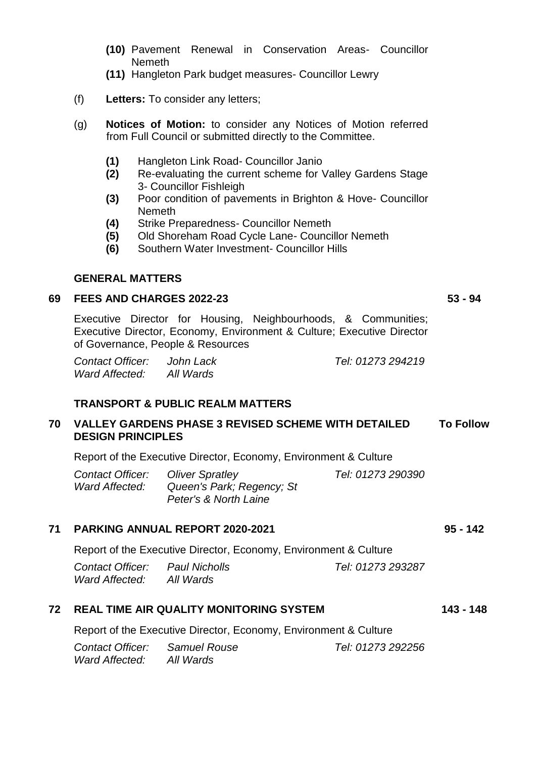- **(10)** Pavement Renewal in Conservation Areas- Councillor Nemeth
- **(11)** Hangleton Park budget measures- Councillor Lewry

(f) **Letters:** To consider any letters;

(g) **Notices of Motion:** to consider any Notices of Motion referred from Full Council or submitted directly to the Committee.

- **(1)** Hangleton Link Road- Councillor Janio
- **(2)** Re-evaluating the current scheme for Valley Gardens Stage 3- Councillor Fishleigh
- **(3)** Poor condition of pavements in Brighton & Hove- Councillor Nemeth
- **(4)** Strike Preparedness- Councillor Nemeth
- **(5)** Old Shoreham Road Cycle Lane- Councillor Nemeth
- **(6)** Southern Water Investment- Councillor Hills

**GENERAL MATTERS**

**69 FEES AND CHARGES 2022-23** **53 - 94**

Executive Director for Housing, Neighbourhoods, & Communities; Executive Director, Economy, Environment & Culture; Executive Director of Governance, People & Resources

*Contact Officer:* *John Lack* *Tel: 01273 294219*
*Ward Affected:* *All Wards*

**TRANSPORT & PUBLIC REALM MATTERS**

**70 VALLEY GARDENS PHASE 3 REVISED SCHEME WITH DETAILED DESIGN PRINCIPLES** **To Follow**

Report of the Executive Director, Economy, Environment & Culture

*Contact Officer:* *Oliver Spratley* *Tel: 01273 290390*
*Ward Affected:* *Queen's Park; Regency; St Peter's & North Laine*

**71 PARKING ANNUAL REPORT 2020-2021** **95 - 142**

Report of the Executive Director, Economy, Environment & Culture

*Contact Officer:* *Paul Nicholls* *Tel: 01273 293287*
*Ward Affected:* *All Wards*

**72 REAL TIME AIR QUALITY MONITORING SYSTEM** **143 - 148**

Report of the Executive Director, Economy, Environment & Culture

*Contact Officer:* *Samuel Rouse* *Tel: 01273 292256*
*Ward Affected:* *All Wards*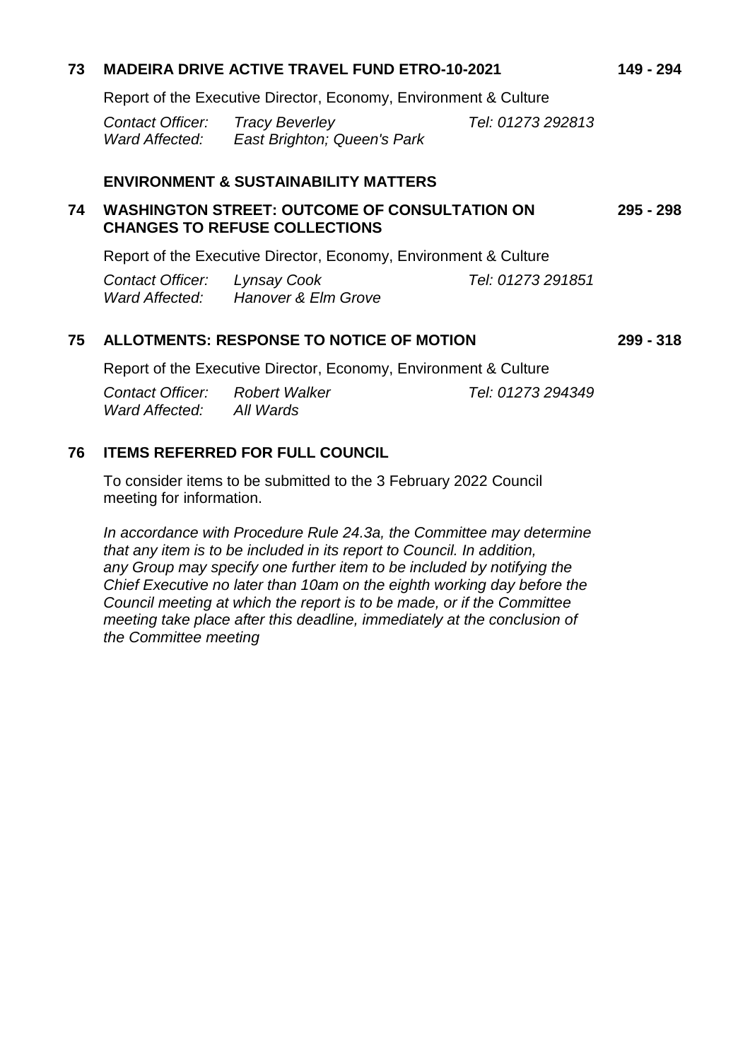**73 MADEIRA DRIVE ACTIVE TRAVEL FUND ETRO-10-2021** **149 - 294**

Report of the Executive Director, Economy, Environment & Culture

*Contact Officer: Tracy Beverley* *Tel: 01273 292813*
*Ward Affected: East Brighton; Queen's Park*

**ENVIRONMENT & SUSTAINABILITY MATTERS**

**74 WASHINGTON STREET: OUTCOME OF CONSULTATION ON CHANGES TO REFUSE COLLECTIONS** **295 - 298**

Report of the Executive Director, Economy, Environment & Culture

*Contact Officer: Lynsay Cook* *Tel: 01273 291851*
*Ward Affected: Hanover & Elm Grove*

**75 ALLOTMENTS: RESPONSE TO NOTICE OF MOTION** **299 - 318**

Report of the Executive Director, Economy, Environment & Culture

*Contact Officer: Robert Walker* *Tel: 01273 294349*
*Ward Affected: All Wards*

**76 ITEMS REFERRED FOR FULL COUNCIL**

To consider items to be submitted to the 3 February 2022 Council meeting for information.

*In accordance with Procedure Rule 24.3a, the Committee may determine that any item is to be included in its report to Council. In addition, any Group may specify one further item to be included by notifying the Chief Executive no later than 10am on the eighth working day before the Council meeting at which the report is to be made, or if the Committee meeting take place after this deadline, immediately at the conclusion of the Committee meeting*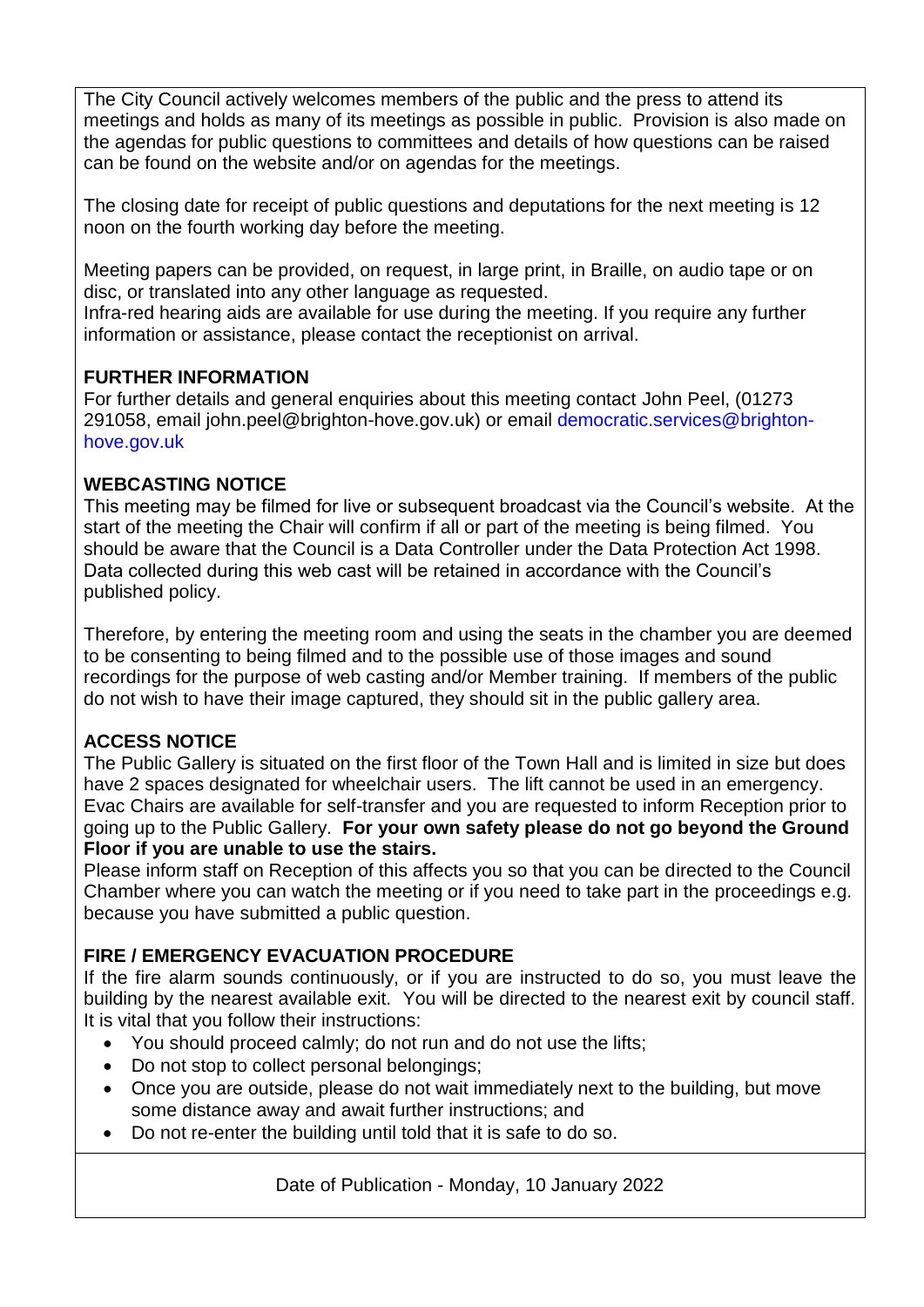The City Council actively welcomes members of the public and the press to attend its meetings and holds as many of its meetings as possible in public. Provision is also made on the agendas for public questions to committees and details of how questions can be raised can be found on the website and/or on agendas for the meetings.

The closing date for receipt of public questions and deputations for the next meeting is 12 noon on the fourth working day before the meeting.

Meeting papers can be provided, on request, in large print, in Braille, on audio tape or on disc, or translated into any other language as requested.
Infra-red hearing aids are available for use during the meeting. If you require any further information or assistance, please contact the receptionist on arrival.

**FURTHER INFORMATION**
For further details and general enquiries about this meeting contact John Peel, (01273 291058, email john.peel@brighton-hove.gov.uk) or email democratic.services@brighton-hove.gov.uk

**WEBCASTING NOTICE**
This meeting may be filmed for live or subsequent broadcast via the Council's website. At the start of the meeting the Chair will confirm if all or part of the meeting is being filmed. You should be aware that the Council is a Data Controller under the Data Protection Act 1998. Data collected during this web cast will be retained in accordance with the Council's published policy.

Therefore, by entering the meeting room and using the seats in the chamber you are deemed to be consenting to being filmed and to the possible use of those images and sound recordings for the purpose of web casting and/or Member training. If members of the public do not wish to have their image captured, they should sit in the public gallery area.

**ACCESS NOTICE**
The Public Gallery is situated on the first floor of the Town Hall and is limited in size but does have 2 spaces designated for wheelchair users. The lift cannot be used in an emergency. Evac Chairs are available for self-transfer and you are requested to inform Reception prior to going up to the Public Gallery. **For your own safety please do not go beyond the Ground Floor if you are unable to use the stairs.**
Please inform staff on Reception of this affects you so that you can be directed to the Council Chamber where you can watch the meeting or if you need to take part in the proceedings e.g. because you have submitted a public question.

**FIRE / EMERGENCY EVACUATION PROCEDURE**
If the fire alarm sounds continuously, or if you are instructed to do so, you must leave the building by the nearest available exit. You will be directed to the nearest exit by council staff. It is vital that you follow their instructions:

- You should proceed calmly; do not run and do not use the lifts;
- Do not stop to collect personal belongings;
- Once you are outside, please do not wait immediately next to the building, but move some distance away and await further instructions; and
- Do not re-enter the building until told that it is safe to do so.

Date of Publication - Monday, 10 January 2022